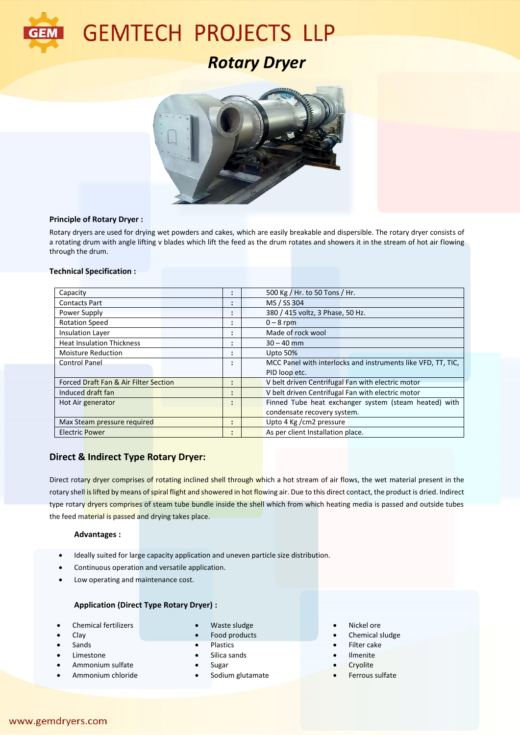# GEMTECH PROJECTS LLP

## *Rotary Dryer*

**Principle of Rotary Dryer :**

Rotary dryers are used for drying wet powders and cakes, which are easily breakable and dispersible. The rotary dryer consists of a rotating drum with angle lifting v blades which lift the feed as the drum rotates and showers it in the stream of hot air flowing through the drum.

**Technical Specification :**

| | | |
|---|---|---|
| Capacity | : | 500 Kg / Hr. to 50 Tons / Hr. |
| Contacts Part | : | MS / SS 304 |
| Power Supply | : | 380 / 415 voltz, 3 Phase, 50 Hz. |
| Rotation Speed | : | 0 – 8 rpm |
| Insulation Layer | : | Made of rock wool |
| Heat Insulation Thickness | : | 30 – 40 mm |
| Moisture Reduction | : | Upto 50% |
| Control Panel | : | MCC Panel with interlocks and instruments like VFD, TT, TIC, PID loop etc. |
| Forced Draft Fan & Air Filter Section | : | V belt driven Centrifugal Fan with electric motor |
| Induced draft fan | : | V belt driven Centrifugal Fan with electric motor |
| Hot Air generator | : | Finned Tube heat exchanger system (steam heated) with condensate recovery system. |
| Max Steam pressure required | : | Upto 4 Kg /cm2 pressure |
| Electric Power | : | As per client Installation place. |

## Direct & Indirect Type Rotary Dryer:

Direct rotary dryer comprises of rotating inclined shell through which a hot stream of air flows, the wet material present in the rotary shell is lifted by means of spiral flight and showered in hot flowing air. Due to this direct contact, the product is dried. Indirect type rotary dryers comprises of steam tube bundle inside the shell which from which heating media is passed and outside tubes the feed material is passed and drying takes place.

**Advantages :**

- Ideally suited for large capacity application and uneven particle size distribution.
- Continuous operation and versatile application.
- Low operating and maintenance cost.

**Application (Direct Type Rotary Dryer) :**

- Chemical fertilizers
- Clay
- Sands
- Limestone
- Ammonium sulfate
- Ammonium chloride
- Waste sludge
- Food products
- Plastics
- Silica sands
- Sugar
- Sodium glutamate
- Nickel ore
- Chemical sludge
- Filter cake
- Ilmenite
- Cryolite
- Ferrous sulfate

www.gemdryers.com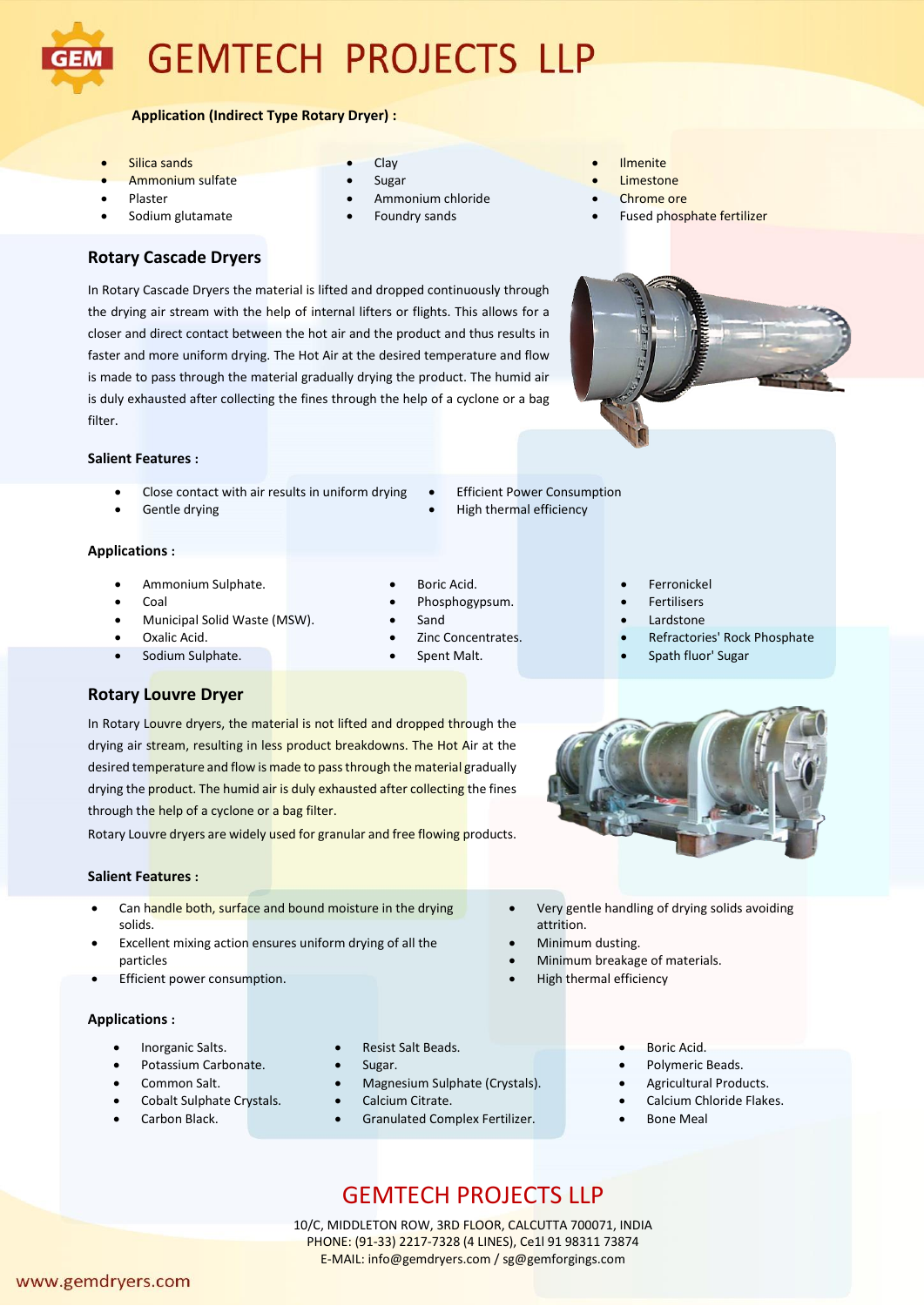# GEMTECH PROJECTS LLP

**Application (Indirect Type Rotary Dryer) :**

- Silica sands
- Ammonium sulfate
- Plaster
- Sodium glutamate
- Clay
- Sugar
- Ammonium chloride
- Foundry sands
- Ilmenite
- Limestone
- Chrome ore
- Fused phosphate fertilizer

## Rotary Cascade Dryers

In Rotary Cascade Dryers the material is lifted and dropped continuously through the drying air stream with the help of internal lifters or flights. This allows for a closer and direct contact between the hot air and the product and thus results in faster and more uniform drying. The Hot Air at the desired temperature and flow is made to pass through the material gradually drying the product. The humid air is duly exhausted after collecting the fines through the help of a cyclone or a bag filter.

**Salient Features :**

- Close contact with air results in uniform drying
- Gentle drying
- Efficient Power Consumption
- High thermal efficiency

**Applications :**

- Ammonium Sulphate.
- Coal
- Municipal Solid Waste (MSW).
- Oxalic Acid.
- Sodium Sulphate.
- Boric Acid.
- Phosphogypsum.
- Sand
- Zinc Concentrates.
- Spent Malt.
- Ferronickel
- Fertilisers
- Lardstone
- Refractories' Rock Phosphate
- Spath fluor' Sugar

## Rotary Louvre Dryer

In Rotary Louvre dryers, the material is not lifted and dropped through the drying air stream, resulting in less product breakdowns. The Hot Air at the desired temperature and flow is made to pass through the material gradually drying the product. The humid air is duly exhausted after collecting the fines through the help of a cyclone or a bag filter.

Rotary Louvre dryers are widely used for granular and free flowing products.

**Salient Features :**

- Can handle both, surface and bound moisture in the drying solids.
- Excellent mixing action ensures uniform drying of all the particles
- Efficient power consumption.
- Very gentle handling of drying solids avoiding attrition.
- Minimum dusting.
- Minimum breakage of materials.
- High thermal efficiency

**Applications :**

- Inorganic Salts.
- Potassium Carbonate.
- Common Salt.
- Cobalt Sulphate Crystals.
- Carbon Black.
- Resist Salt Beads.
- Sugar.
- Magnesium Sulphate (Crystals).
- Calcium Citrate.
- Granulated Complex Fertilizer.
- Boric Acid.
- Polymeric Beads.
- Agricultural Products.
- Calcium Chloride Flakes.
- Bone Meal

## GEMTECH PROJECTS LLP

10/C, MIDDLETON ROW, 3RD FLOOR, CALCUTTA 700071, INDIA
PHONE: (91-33) 2217-7328 (4 LINES), Ce1l 91 98311 73874
E-MAIL: info@gemdryers.com / sg@gemforgings.com

www.gemdryers.com